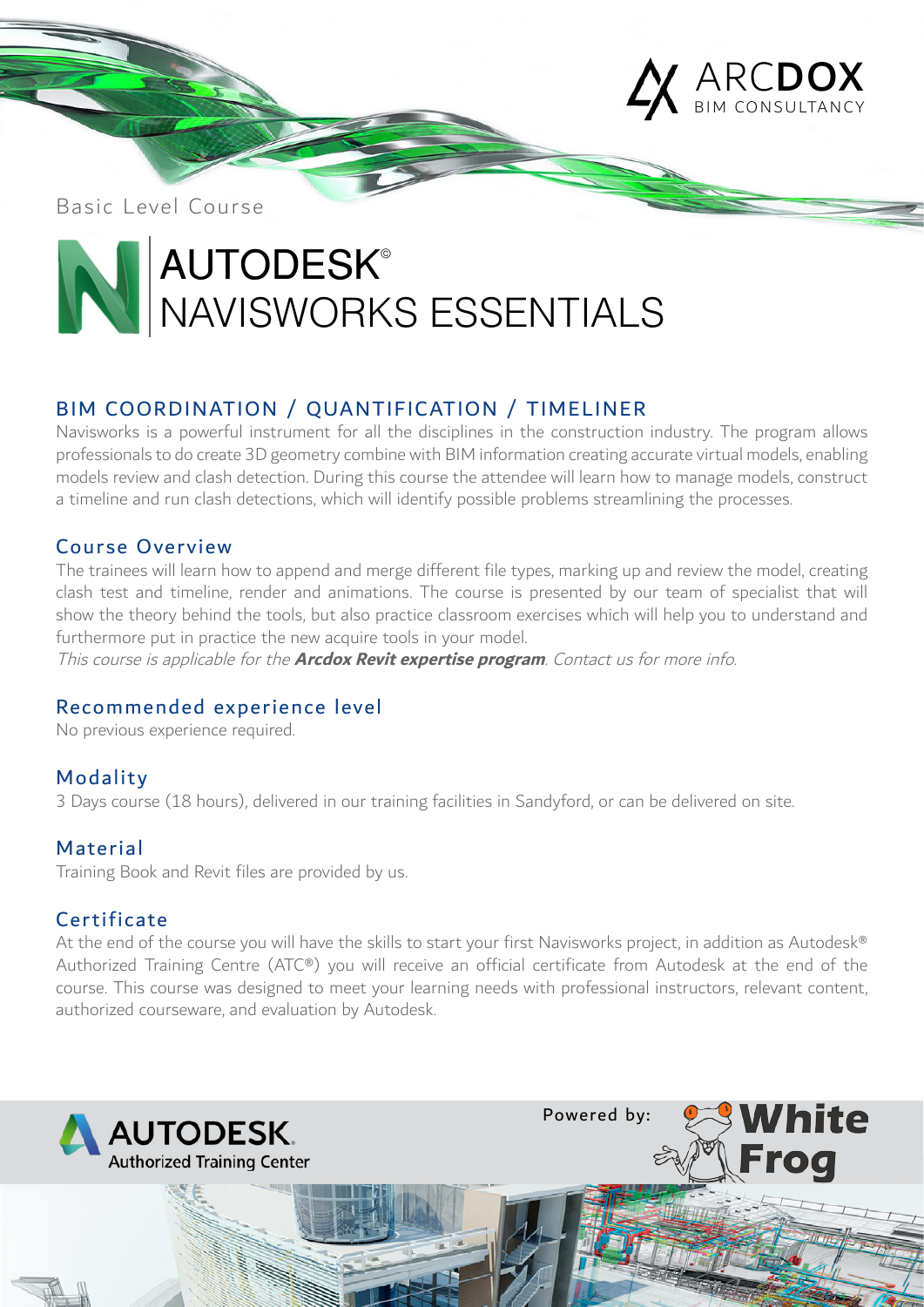ARCDOX
BIM CONSULTANCY

Basic Level Course

# AUTODESK© NAVISWORKS ESSENTIALS

## BIM COORDINATION / QUANTIFICATION / TIMELINER

Navisworks is a powerful instrument for all the disciplines in the construction industry. The program allows professionals to do create 3D geometry combine with BIM information creating accurate virtual models, enabling models review and clash detection. During this course the attendee will learn how to manage models, construct a timeline and run clash detections, which will identify possible problems streamlining the processes.

## Course Overview

The trainees will learn how to append and merge different file types, marking up and review the model, creating clash test and timeline, render and animations. The course is presented by our team of specialist that will show the theory behind the tools, but also practice classroom exercises which will help you to understand and furthermore put in practice the new acquire tools in your model.

*This course is applicable for the **Arcdox Revit expertise program**. Contact us for more info.*

## Recommended experience level

No previous experience required.

## Modality

3 Days course (18 hours), delivered in our training facilities in Sandyford, or can be delivered on site.

## Material

Training Book and Revit files are provided by us.

## Certificate

At the end of the course you will have the skills to start your first Navisworks project, in addition as Autodesk® Authorized Training Centre (ATC®) you will receive an official certificate from Autodesk at the end of the course. This course was designed to meet your learning needs with professional instructors, relevant content, authorized courseware, and evaluation by Autodesk.

AUTODESK. Authorized Training Center

Powered by: White Frog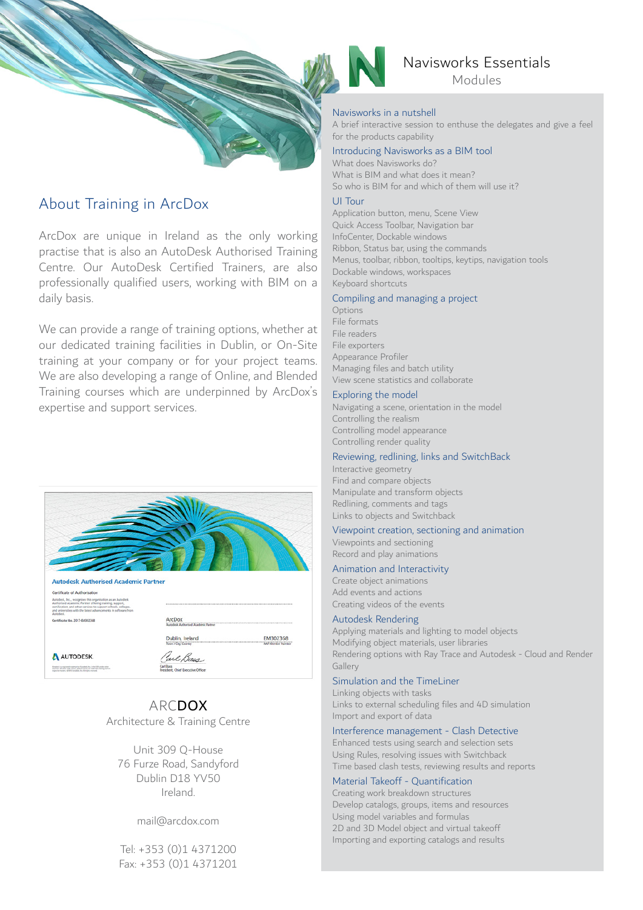# Navisworks Essentials

Modules

## About Training in ArcDox

ArcDox are unique in Ireland as the only working practise that is also an AutoDesk Authorised Training Centre. Our AutoDesk Certified Trainers, are also professionally qualified users, working with BIM on a daily basis.

We can provide a range of training options, whether at our dedicated training facilities in Dublin, or On-Site training at your company or for your project teams. We are also developing a range of Online, and Blended Training courses which are underpinned by ArcDox's expertise and support services.

Autodesk Authorised Academic Partner

Certificate of Authorisation

Certificate No. 2013-EM302368

ArcDox

Autodesk Authorised Academic Partner

Dublin, Ireland

EM302368

Carl Bass

President, Chief Executive Officer

AUTODESK.

ARC**DOX**

Architecture & Training Centre

Unit 309 Q-House
76 Furze Road, Sandyford
Dublin D18 YV50
Ireland.

mail@arcdox.com

Tel: +353 (0)1 4371200
Fax: +353 (0)1 4371201

### Navisworks in a nutshell

A brief interactive session to enthuse the delegates and give a feel for the products capability

### Introducing Navisworks as a BIM tool

What does Navisworks do?
What is BIM and what does it mean?
So who is BIM for and which of them will use it?

### UI Tour

Application button, menu, Scene View
Quick Access Toolbar, Navigation bar
InfoCenter, Dockable windows
Ribbon, Status bar, using the commands
Menus, toolbar, ribbon, tooltips, keytips, navigation tools
Dockable windows, workspaces
Keyboard shortcuts

### Compiling and managing a project

Options
File formats
File readers
File exporters
Appearance Profiler
Managing files and batch utility
View scene statistics and collaborate

### Exploring the model

Navigating a scene, orientation in the model
Controlling the realism
Controlling model appearance
Controlling render quality

### Reviewing, redlining, links and SwitchBack

Interactive geometry
Find and compare objects
Manipulate and transform objects
Redlining, comments and tags
Links to objects and Switchback

### Viewpoint creation, sectioning and animation

Viewpoints and sectioning
Record and play animations

### Animation and Interactivity

Create object animations
Add events and actions
Creating videos of the events

### Autodesk Rendering

Applying materials and lighting to model objects
Modifying object materials, user libraries
Rendering options with Ray Trace and Autodesk - Cloud and Render Gallery

### Simulation and the TimeLiner

Linking objects with tasks
Links to external scheduling files and 4D simulation
Import and export of data

### Interference management - Clash Detective

Enhanced tests using search and selection sets
Using Rules, resolving issues with Switchback
Time based clash tests, reviewing results and reports

### Material Takeoff - Quantification

Creating work breakdown structures
Develop catalogs, groups, items and resources
Using model variables and formulas
2D and 3D Model object and virtual takeoff
Importing and exporting catalogs and results